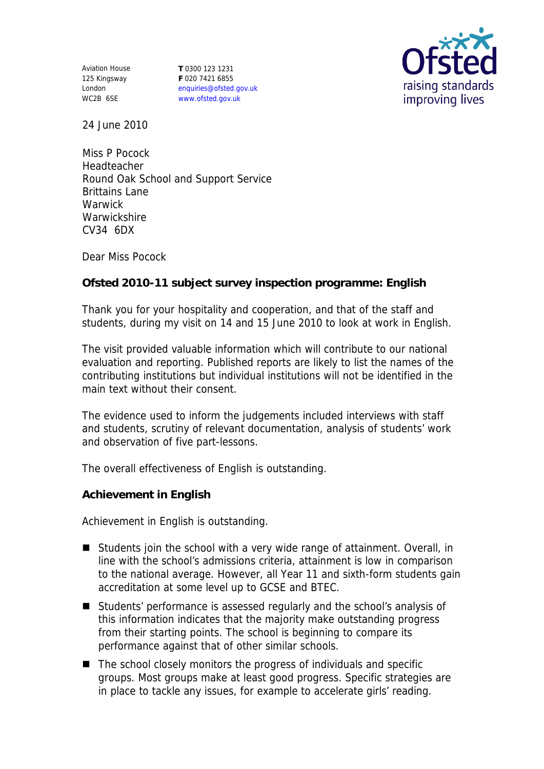Aviation House
125 Kingsway
London
WC2B 6SE

**T** 0300 123 1231
**F** 020 7421 6855
enquiries@ofsted.gov.uk
www.ofsted.gov.uk

24 June 2010

Miss P Pocock
Headteacher
Round Oak School and Support Service
Brittains Lane
Warwick
Warwickshire
CV34 6DX

Dear Miss Pocock

**Ofsted 2010-11 subject survey inspection programme: English**

Thank you for your hospitality and cooperation, and that of the staff and students, during my visit on 14 and 15 June 2010 to look at work in English.

The visit provided valuable information which will contribute to our national evaluation and reporting. Published reports are likely to list the names of the contributing institutions but individual institutions will not be identified in the main text without their consent.

The evidence used to inform the judgements included interviews with staff and students, scrutiny of relevant documentation, analysis of students' work and observation of five part-lessons.

The overall effectiveness of English is outstanding.

**Achievement in English**

Achievement in English is outstanding.

- Students join the school with a very wide range of attainment. Overall, in line with the school's admissions criteria, attainment is low in comparison to the national average. However, all Year 11 and sixth-form students gain accreditation at some level up to GCSE and BTEC.
- Students' performance is assessed regularly and the school's analysis of this information indicates that the majority make outstanding progress from their starting points. The school is beginning to compare its performance against that of other similar schools.
- The school closely monitors the progress of individuals and specific groups. Most groups make at least good progress. Specific strategies are in place to tackle any issues, for example to accelerate girls' reading.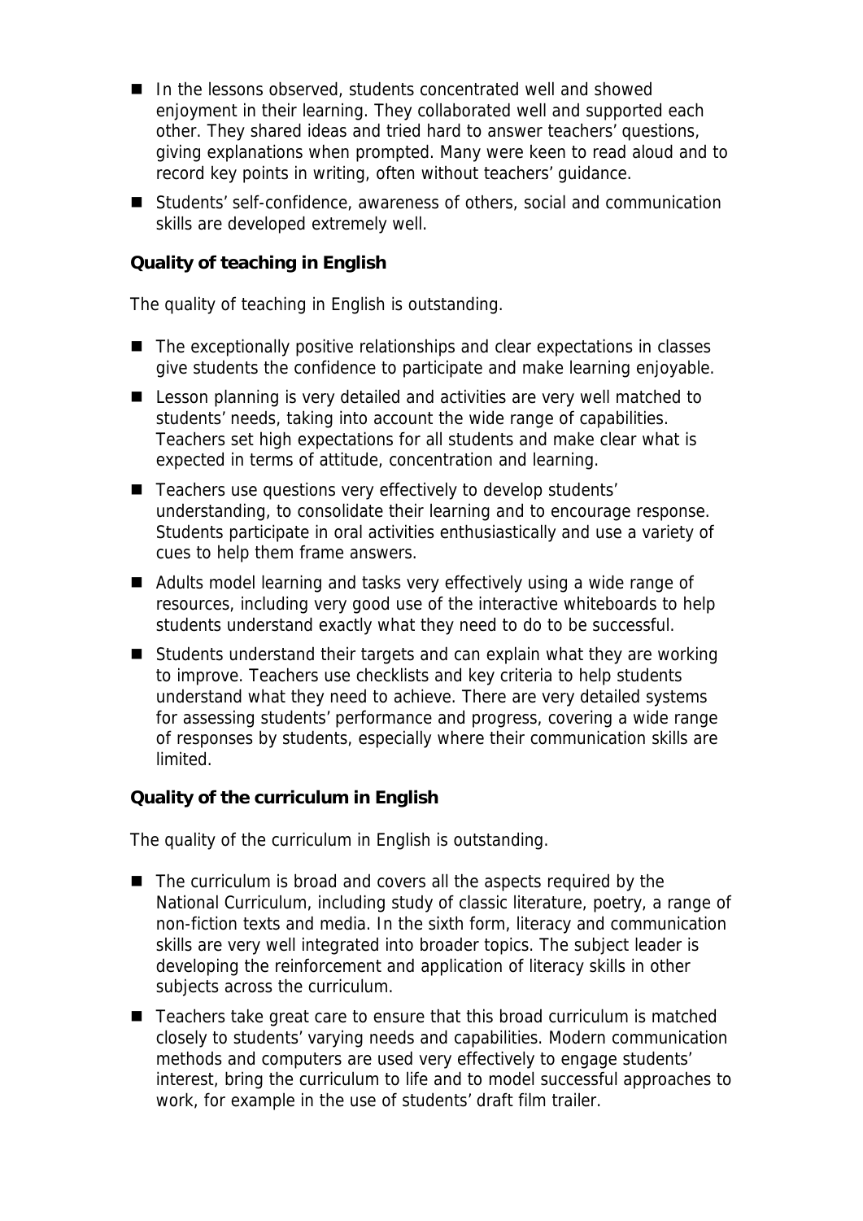- In the lessons observed, students concentrated well and showed enjoyment in their learning. They collaborated well and supported each other. They shared ideas and tried hard to answer teachers' questions, giving explanations when prompted. Many were keen to read aloud and to record key points in writing, often without teachers' guidance.
- Students' self-confidence, awareness of others, social and communication skills are developed extremely well.

**Quality of teaching in English**

The quality of teaching in English is outstanding.

- The exceptionally positive relationships and clear expectations in classes give students the confidence to participate and make learning enjoyable.
- Lesson planning is very detailed and activities are very well matched to students' needs, taking into account the wide range of capabilities. Teachers set high expectations for all students and make clear what is expected in terms of attitude, concentration and learning.
- Teachers use questions very effectively to develop students' understanding, to consolidate their learning and to encourage response. Students participate in oral activities enthusiastically and use a variety of cues to help them frame answers.
- Adults model learning and tasks very effectively using a wide range of resources, including very good use of the interactive whiteboards to help students understand exactly what they need to do to be successful.
- Students understand their targets and can explain what they are working to improve. Teachers use checklists and key criteria to help students understand what they need to achieve. There are very detailed systems for assessing students' performance and progress, covering a wide range of responses by students, especially where their communication skills are limited.

**Quality of the curriculum in English**

The quality of the curriculum in English is outstanding.

- The curriculum is broad and covers all the aspects required by the National Curriculum, including study of classic literature, poetry, a range of non-fiction texts and media. In the sixth form, literacy and communication skills are very well integrated into broader topics. The subject leader is developing the reinforcement and application of literacy skills in other subjects across the curriculum.
- Teachers take great care to ensure that this broad curriculum is matched closely to students' varying needs and capabilities. Modern communication methods and computers are used very effectively to engage students' interest, bring the curriculum to life and to model successful approaches to work, for example in the use of students' draft film trailer.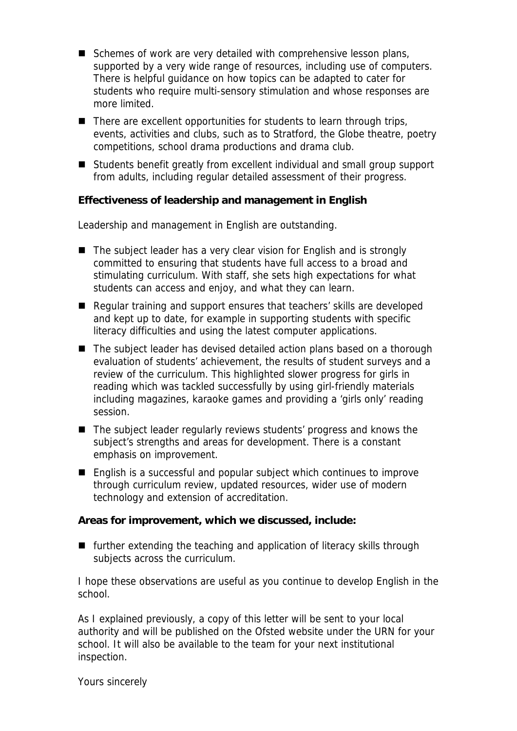- Schemes of work are very detailed with comprehensive lesson plans, supported by a very wide range of resources, including use of computers. There is helpful guidance on how topics can be adapted to cater for students who require multi-sensory stimulation and whose responses are more limited.
- There are excellent opportunities for students to learn through trips, events, activities and clubs, such as to Stratford, the Globe theatre, poetry competitions, school drama productions and drama club.
- Students benefit greatly from excellent individual and small group support from adults, including regular detailed assessment of their progress.

**Effectiveness of leadership and management in English**

Leadership and management in English are outstanding.

- The subject leader has a very clear vision for English and is strongly committed to ensuring that students have full access to a broad and stimulating curriculum. With staff, she sets high expectations for what students can access and enjoy, and what they can learn.
- Regular training and support ensures that teachers' skills are developed and kept up to date, for example in supporting students with specific literacy difficulties and using the latest computer applications.
- The subject leader has devised detailed action plans based on a thorough evaluation of students' achievement, the results of student surveys and a review of the curriculum. This highlighted slower progress for girls in reading which was tackled successfully by using girl-friendly materials including magazines, karaoke games and providing a 'girls only' reading session.
- The subject leader regularly reviews students' progress and knows the subject's strengths and areas for development. There is a constant emphasis on improvement.
- English is a successful and popular subject which continues to improve through curriculum review, updated resources, wider use of modern technology and extension of accreditation.

**Areas for improvement, which we discussed, include:**

- further extending the teaching and application of literacy skills through subjects across the curriculum.

I hope these observations are useful as you continue to develop English in the school.

As I explained previously, a copy of this letter will be sent to your local authority and will be published on the Ofsted website under the URN for your school. It will also be available to the team for your next institutional inspection.

Yours sincerely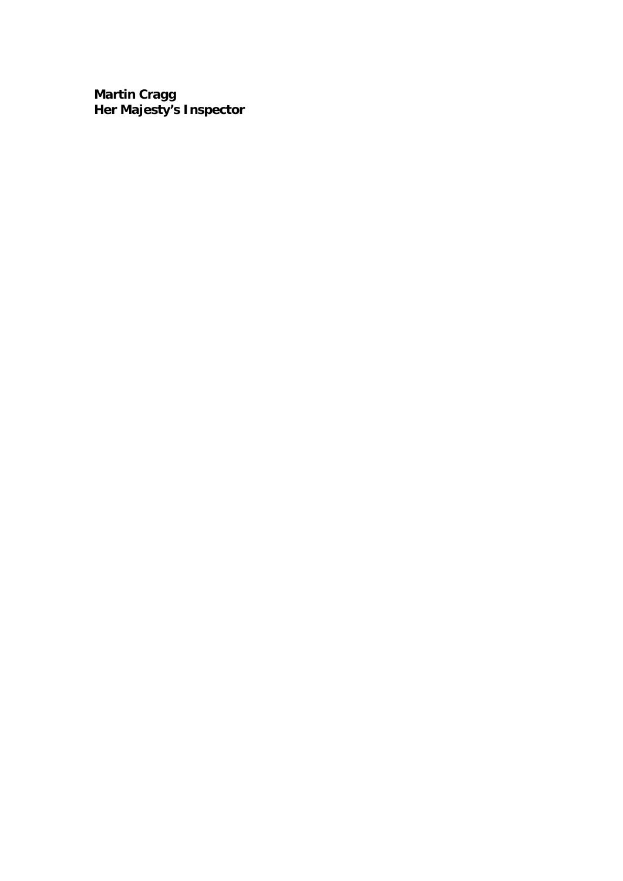**Martin Cragg**
**Her Majesty's Inspector**